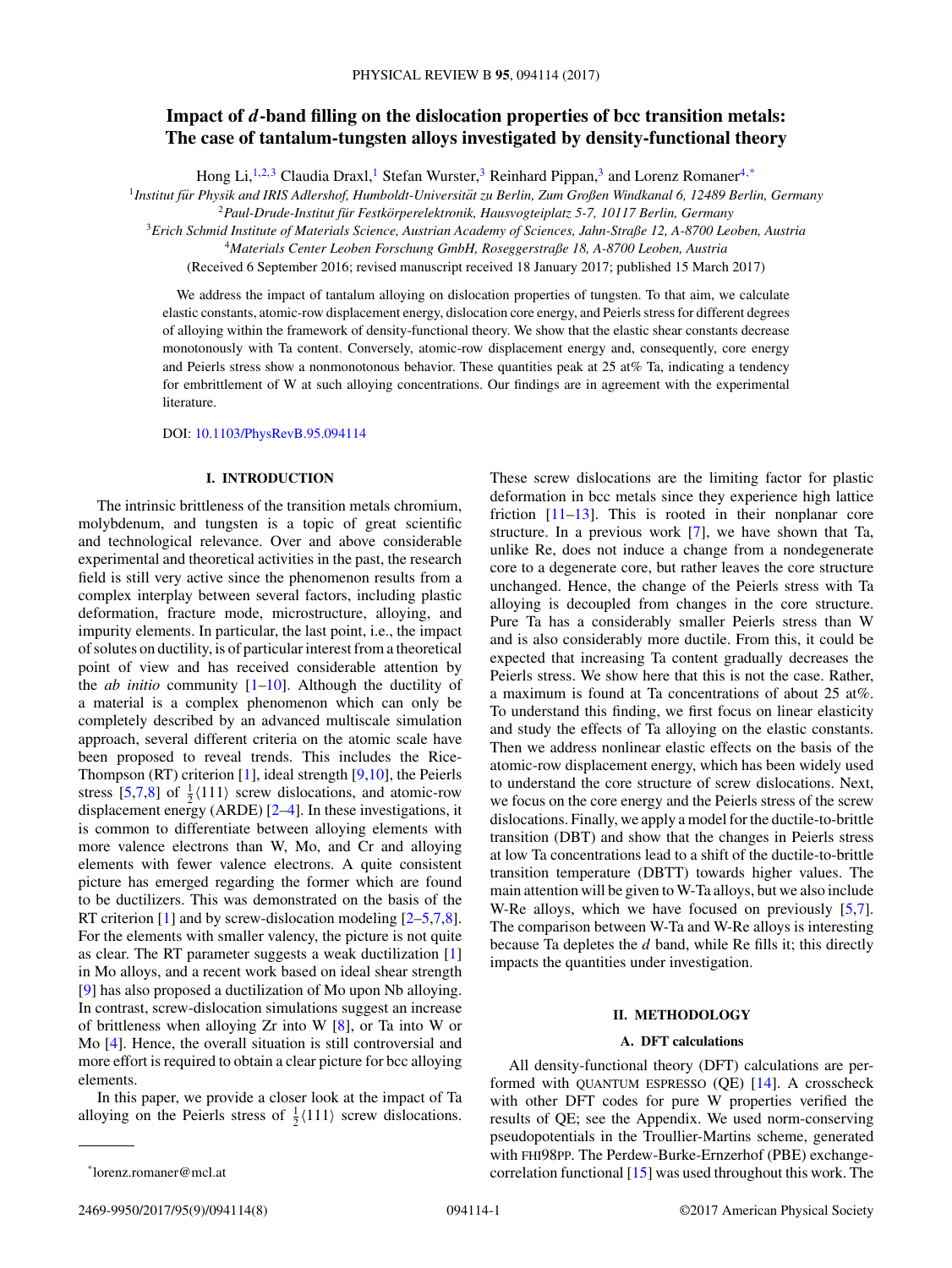# Impact of *d*-band filling on the dislocation properties of bcc transition metals: The case of tantalum-tungsten alloys investigated by density-functional theory

Hong Li,[1,2,3] Claudia Draxl,[1] Stefan Wurster,[3] Reinhard Pippan,[3] and Lorenz Romaner[4,*]

[1] *Institut für Physik and IRIS Adlershof, Humboldt-Universität zu Berlin, Zum Großen Windkanal 6, 12489 Berlin, Germany*
[2] *Paul-Drude-Institut für Festkörperelektronik, Hausvogteiplatz 5-7, 10117 Berlin, Germany*
[3] *Erich Schmid Institute of Materials Science, Austrian Academy of Sciences, Jahn-Straße 12, A-8700 Leoben, Austria*
[4] *Materials Center Leoben Forschung GmbH, Roseggerstraße 18, A-8700 Leoben, Austria*

(Received 6 September 2016; revised manuscript received 18 January 2017; published 15 March 2017)

We address the impact of tantalum alloying on dislocation properties of tungsten. To that aim, we calculate elastic constants, atomic-row displacement energy, dislocation core energy, and Peierls stress for different degrees of alloying within the framework of density-functional theory. We show that the elastic shear constants decrease monotonously with Ta content. Conversely, atomic-row displacement energy and, consequently, core energy and Peierls stress show a nonmonotonous behavior. These quantities peak at 25 at% Ta, indicating a tendency for embrittlement of W at such alloying concentrations. Our findings are in agreement with the experimental literature.

DOI: 10.1103/PhysRevB.95.094114

## I. INTRODUCTION

The intrinsic brittleness of the transition metals chromium, molybdenum, and tungsten is a topic of great scientific and technological relevance. Over and above considerable experimental and theoretical activities in the past, the research field is still very active since the phenomenon results from a complex interplay between several factors, including plastic deformation, fracture mode, microstructure, alloying, and impurity elements. In particular, the last point, i.e., the impact of solutes on ductility, is of particular interest from a theoretical point of view and has received considerable attention by the *ab initio* community [1–10]. Although the ductility of a material is a complex phenomenon which can only be completely described by an advanced multiscale simulation approach, several different criteria on the atomic scale have been proposed to reveal trends. This includes the Rice-Thompson (RT) criterion [1], ideal strength [9,10], the Peierls stress [5,7,8] of $\frac{1}{2}\langle 111\rangle$ screw dislocations, and atomic-row displacement energy (ARDE) [2–4]. In these investigations, it is common to differentiate between alloying elements with more valence electrons than W, Mo, and Cr and alloying elements with fewer valence electrons. A quite consistent picture has emerged regarding the former which are found to be ductilizers. This was demonstrated on the basis of the RT criterion [1] and by screw-dislocation modeling [2–5,7,8]. For the elements with smaller valency, the picture is not quite as clear. The RT parameter suggests a weak ductilization [1] in Mo alloys, and a recent work based on ideal shear strength [9] has also proposed a ductilization of Mo upon Nb alloying. In contrast, screw-dislocation simulations suggest an increase of brittleness when alloying Zr into W [8], or Ta into W or Mo [4]. Hence, the overall situation is still controversial and more effort is required to obtain a clear picture for bcc alloying elements.

In this paper, we provide a closer look at the impact of Ta alloying on the Peierls stress of $\frac{1}{2}\langle 111\rangle$ screw dislocations. These screw dislocations are the limiting factor for plastic deformation in bcc metals since they experience high lattice friction [11–13]. This is rooted in their nonplanar core structure. In a previous work [7], we have shown that Ta, unlike Re, does not induce a change from a nondegenerate core to a degenerate core, but rather leaves the core structure unchanged. Hence, the change of the Peierls stress with Ta alloying is decoupled from changes in the core structure. Pure Ta has a considerably smaller Peierls stress than W and is also considerably more ductile. From this, it could be expected that increasing Ta content gradually decreases the Peierls stress. We show here that this is not the case. Rather, a maximum is found at Ta concentrations of about 25 at%. To understand this finding, we first focus on linear elasticity and study the effects of Ta alloying on the elastic constants. Then we address nonlinear elastic effects on the basis of the atomic-row displacement energy, which has been widely used to understand the core structure of screw dislocations. Next, we focus on the core energy and the Peierls stress of the screw dislocations. Finally, we apply a model for the ductile-to-brittle transition (DBT) and show that the changes in Peierls stress at low Ta concentrations lead to a shift of the ductile-to-brittle transition temperature (DBTT) towards higher values. The main attention will be given to W-Ta alloys, but we also include W-Re alloys, which we have focused on previously [5,7]. The comparison between W-Ta and W-Re alloys is interesting because Ta depletes the *d* band, while Re fills it; this directly impacts the quantities under investigation.

## II. METHODOLOGY

### A. DFT calculations

All density-functional theory (DFT) calculations are performed with QUANTUM ESPRESSO (QE) [14]. A crosscheck with other DFT codes for pure W properties verified the results of QE; see the Appendix. We used norm-conserving pseudopotentials in the Troullier-Martins scheme, generated with FHI98PP. The Perdew-Burke-Ernzerhof (PBE) exchange-correlation functional [15] was used throughout this work. The

*lorenz.romaner@mcl.at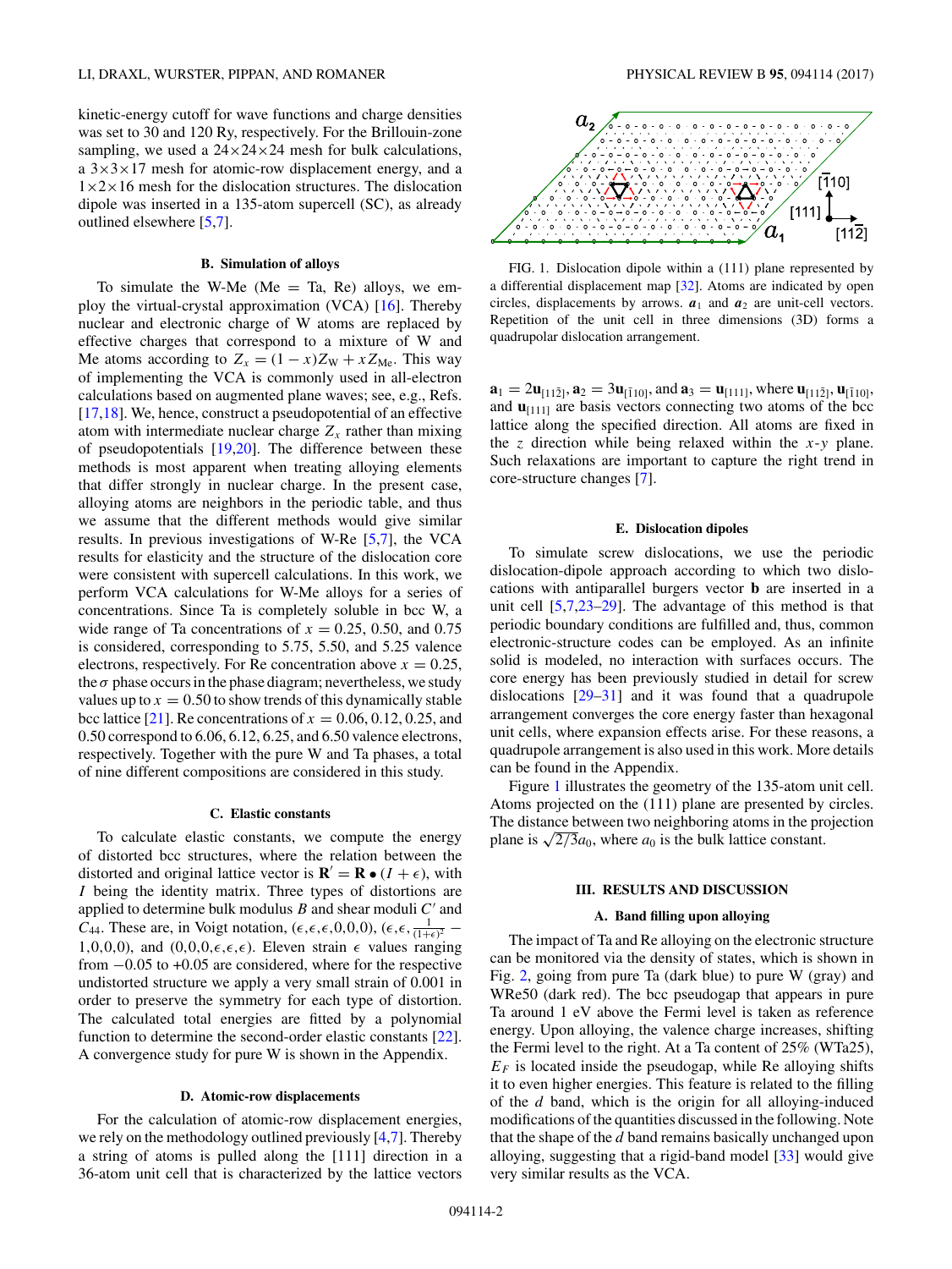kinetic-energy cutoff for wave functions and charge densities was set to 30 and 120 Ry, respectively. For the Brillouin-zone sampling, we used a 24×24×24 mesh for bulk calculations, a 3×3×17 mesh for atomic-row displacement energy, and a 1×2×16 mesh for the dislocation structures. The dislocation dipole was inserted in a 135-atom supercell (SC), as already outlined elsewhere [5,7].

### B. Simulation of alloys

To simulate the W-Me (Me = Ta, Re) alloys, we employ the virtual-crystal approximation (VCA) [16]. Thereby nuclear and electronic charge of W atoms are replaced by effective charges that correspond to a mixture of W and Me atoms according to $Z_x = (1-x)Z_{\rm W} + xZ_{\rm Me}$. This way of implementing the VCA is commonly used in all-electron calculations based on augmented plane waves; see, e.g., Refs. [17,18]. We, hence, construct a pseudopotential of an effective atom with intermediate nuclear charge $Z_x$ rather than mixing of pseudopotentials [19,20]. The difference between these methods is most apparent when treating alloying elements that differ strongly in nuclear charge. In the present case, alloying atoms are neighbors in the periodic table, and thus we assume that the different methods would give similar results. In previous investigations of W-Re [5,7], the VCA results for elasticity and the structure of the dislocation core were consistent with supercell calculations. In this work, we perform VCA calculations for W-Me alloys for a series of concentrations. Since Ta is completely soluble in bcc W, a wide range of Ta concentrations of $x = 0.25$, 0.50, and 0.75 is considered, corresponding to 5.75, 5.50, and 5.25 valence electrons, respectively. For Re concentration above $x = 0.25$, the $\sigma$ phase occurs in the phase diagram; nevertheless, we study values up to $x = 0.50$ to show trends of this dynamically stable bcc lattice [21]. Re concentrations of $x = 0.06$, 0.12, 0.25, and 0.50 correspond to 6.06, 6.12, 6.25, and 6.50 valence electrons, respectively. Together with the pure W and Ta phases, a total of nine different compositions are considered in this study.

### C. Elastic constants

To calculate elastic constants, we compute the energy of distorted bcc structures, where the relation between the distorted and original lattice vector is $\mathbf{R}' = \mathbf{R} \bullet (I + \epsilon)$, with $I$ being the identity matrix. Three types of distortions are applied to determine bulk modulus $B$ and shear moduli $C'$ and $C_{44}$. These are, in Voigt notation, $(\epsilon,\epsilon,\epsilon,0,0,0)$, $(\epsilon,\epsilon,\frac{1}{(1+\epsilon)^2}-1,0,0,0)$, and $(0,0,0,\epsilon,\epsilon,\epsilon)$. Eleven strain $\epsilon$ values ranging from $-0.05$ to $+0.05$ are considered, where for the respective undistorted structure we apply a very small strain of 0.001 in order to preserve the symmetry for each type of distortion. The calculated total energies are fitted by a polynomial function to determine the second-order elastic constants [22]. A convergence study for pure W is shown in the Appendix.

### D. Atomic-row displacements

For the calculation of atomic-row displacement energies, we rely on the methodology outlined previously [4,7]. Thereby a string of atoms is pulled along the [111] direction in a 36-atom unit cell that is characterized by the lattice vectors $\mathbf{a}_1 = 2\mathbf{u}_{[11\bar{2}]}$, $\mathbf{a}_2 = 3\mathbf{u}_{[\bar{1}10]}$, and $\mathbf{a}_3 = \mathbf{u}_{[111]}$, where $\mathbf{u}_{[11\bar{2}]}$, $\mathbf{u}_{[\bar{1}10]}$, and $\mathbf{u}_{[111]}$ are basis vectors connecting two atoms of the bcc lattice along the specified direction. All atoms are fixed in the $z$ direction while being relaxed within the $x$-$y$ plane. Such relaxations are important to capture the right trend in core-structure changes [7].

FIG. 1. Dislocation dipole within a (111) plane represented by a differential displacement map [32]. Atoms are indicated by open circles, displacements by arrows. $\boldsymbol{a}_1$ and $\boldsymbol{a}_2$ are unit-cell vectors. Repetition of the unit cell in three dimensions (3D) forms a quadrupolar dislocation arrangement.

### E. Dislocation dipoles

To simulate screw dislocations, we use the periodic dislocation-dipole approach according to which two dislocations with antiparallel burgers vector $\mathbf{b}$ are inserted in a unit cell [5,7,23–29]. The advantage of this method is that periodic boundary conditions are fulfilled and, thus, common electronic-structure codes can be employed. As an infinite solid is modeled, no interaction with surfaces occurs. The core energy has been previously studied in detail for screw dislocations [29–31] and it was found that a quadrupole arrangement converges the core energy faster than hexagonal unit cells, where expansion effects arise. For these reasons, a quadrupole arrangement is also used in this work. More details can be found in the Appendix.

Figure 1 illustrates the geometry of the 135-atom unit cell. Atoms projected on the (111) plane are presented by circles. The distance between two neighboring atoms in the projection plane is $\sqrt{2/3}a_0$, where $a_0$ is the bulk lattice constant.

## III. RESULTS AND DISCUSSION

### A. Band filling upon alloying

The impact of Ta and Re alloying on the electronic structure can be monitored via the density of states, which is shown in Fig. 2, going from pure Ta (dark blue) to pure W (gray) and WRe50 (dark red). The bcc pseudogap that appears in pure Ta around 1 eV above the Fermi level is taken as reference energy. Upon alloying, the valence charge increases, shifting the Fermi level to the right. At a Ta content of 25% (WTa25), $E_F$ is located inside the pseudogap, while Re alloying shifts it to even higher energies. This feature is related to the filling of the $d$ band, which is the origin for all alloying-induced modifications of the quantities discussed in the following. Note that the shape of the $d$ band remains basically unchanged upon alloying, suggesting that a rigid-band model [33] would give very similar results as the VCA.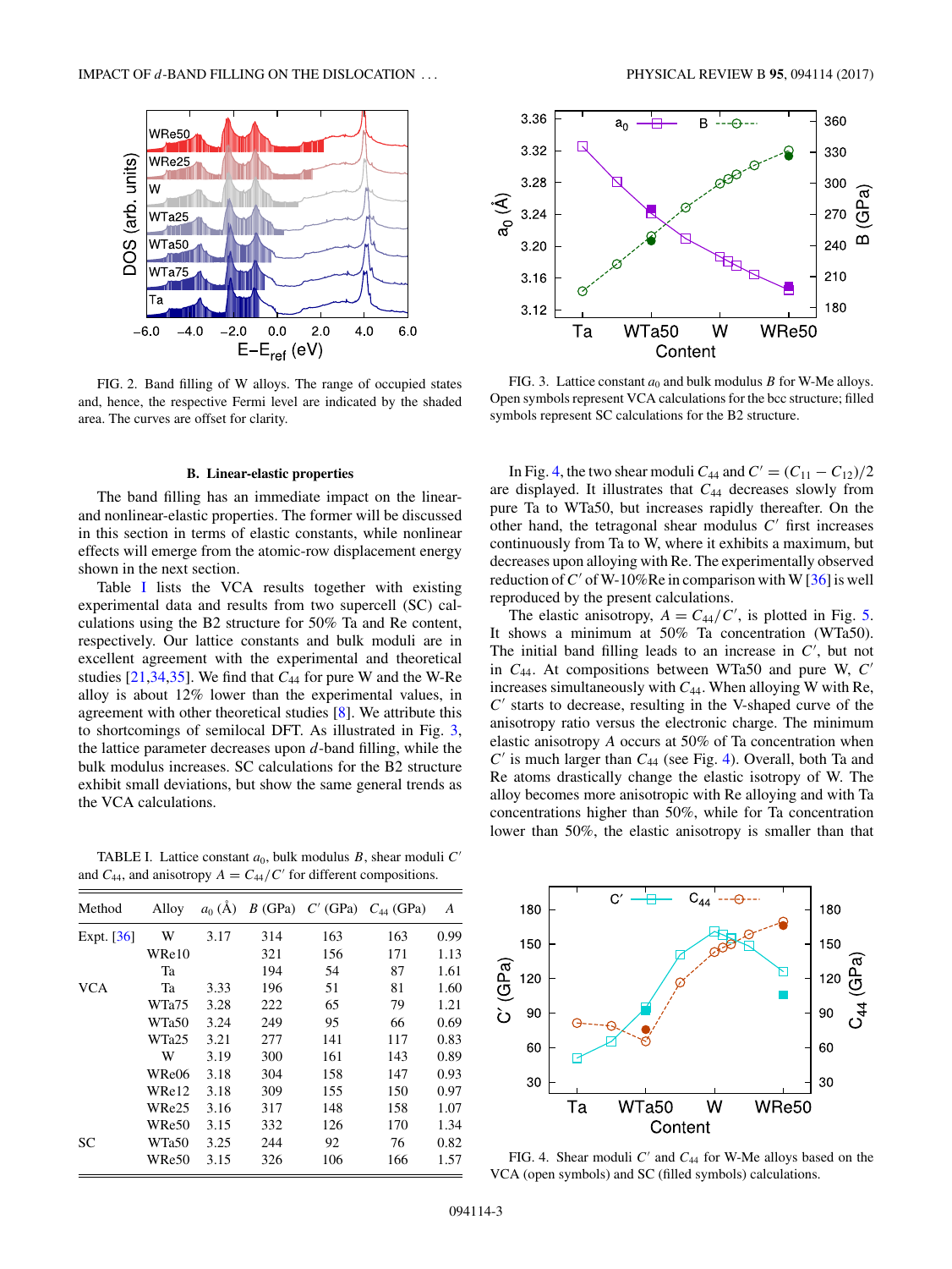FIG. 2. Band filling of W alloys. The range of occupied states and, hence, the respective Fermi level are indicated by the shaded area. The curves are offset for clarity.

FIG. 3. Lattice constant $a_0$ and bulk modulus $B$ for W-Me alloys. Open symbols represent VCA calculations for the bcc structure; filled symbols represent SC calculations for the B2 structure.

### B. Linear-elastic properties

The band filling has an immediate impact on the linear- and nonlinear-elastic properties. The former will be discussed in this section in terms of elastic constants, while nonlinear effects will emerge from the atomic-row displacement energy shown in the next section.

Table I lists the VCA results together with existing experimental data and results from two supercell (SC) calculations using the B2 structure for 50% Ta and Re content, respectively. Our lattice constants and bulk moduli are in excellent agreement with the experimental and theoretical studies [21,34,35]. We find that $C_{44}$ for pure W and the W-Re alloy is about 12% lower than the experimental values, in agreement with other theoretical studies [8]. We attribute this to shortcomings of semilocal DFT. As illustrated in Fig. 3, the lattice parameter decreases upon $d$-band filling, while the bulk modulus increases. SC calculations for the B2 structure exhibit small deviations, but show the same general trends as the VCA calculations.

TABLE I. Lattice constant $a_0$, bulk modulus $B$, shear moduli $C'$ and $C_{44}$, and anisotropy $A = C_{44}/C'$ for different compositions.

| Method | Alloy | $a_0$ (Å) | $B$ (GPa) | $C'$ (GPa) | $C_{44}$ (GPa) | $A$ |
|---|---|---|---|---|---|---|
| Expt. [36] | W | 3.17 | 314 | 163 | 163 | 0.99 |
| | WRe10 | | 321 | 156 | 171 | 1.13 |
| | Ta | | 194 | 54 | 87 | 1.61 |
| VCA | Ta | 3.33 | 196 | 51 | 81 | 1.60 |
| | WTa75 | 3.28 | 222 | 65 | 79 | 1.21 |
| | WTa50 | 3.24 | 249 | 95 | 66 | 0.69 |
| | WTa25 | 3.21 | 277 | 141 | 117 | 0.83 |
| | W | 3.19 | 300 | 161 | 143 | 0.89 |
| | WRe06 | 3.18 | 304 | 158 | 147 | 0.93 |
| | WRe12 | 3.18 | 309 | 155 | 150 | 0.97 |
| | WRe25 | 3.16 | 317 | 148 | 158 | 1.07 |
| | WRe50 | 3.15 | 332 | 126 | 170 | 1.34 |
| SC | WTa50 | 3.25 | 244 | 92 | 76 | 0.82 |
| | WRe50 | 3.15 | 326 | 106 | 166 | 1.57 |

In Fig. 4, the two shear moduli $C_{44}$ and $C' = (C_{11} - C_{12})/2$ are displayed. It illustrates that $C_{44}$ decreases slowly from pure Ta to WTa50, but increases rapidly thereafter. On the other hand, the tetragonal shear modulus $C'$ first increases continuously from Ta to W, where it exhibits a maximum, but decreases upon alloying with Re. The experimentally observed reduction of $C'$ of W-10%Re in comparison with W [36] is well reproduced by the present calculations.

The elastic anisotropy, $A = C_{44}/C'$, is plotted in Fig. 5. It shows a minimum at 50% Ta concentration (WTa50). The initial band filling leads to an increase in $C'$, but not in $C_{44}$. At compositions between WTa50 and pure W, $C'$ increases simultaneously with $C_{44}$. When alloying W with Re, $C'$ starts to decrease, resulting in the V-shaped curve of the anisotropy ratio versus the electronic charge. The minimum elastic anisotropy $A$ occurs at 50% of Ta concentration where $C'$ is much larger than $C_{44}$ (see Fig. 4). Overall, both Ta and Re atoms drastically change the elastic isotropy of W. The alloy becomes more anisotropic with Re alloying and with Ta concentrations higher than 50%, while for Ta concentration lower than 50%, the elastic anisotropy is smaller than that

FIG. 4. Shear moduli $C'$ and $C_{44}$ for W-Me alloys based on the VCA (open symbols) and SC (filled symbols) calculations.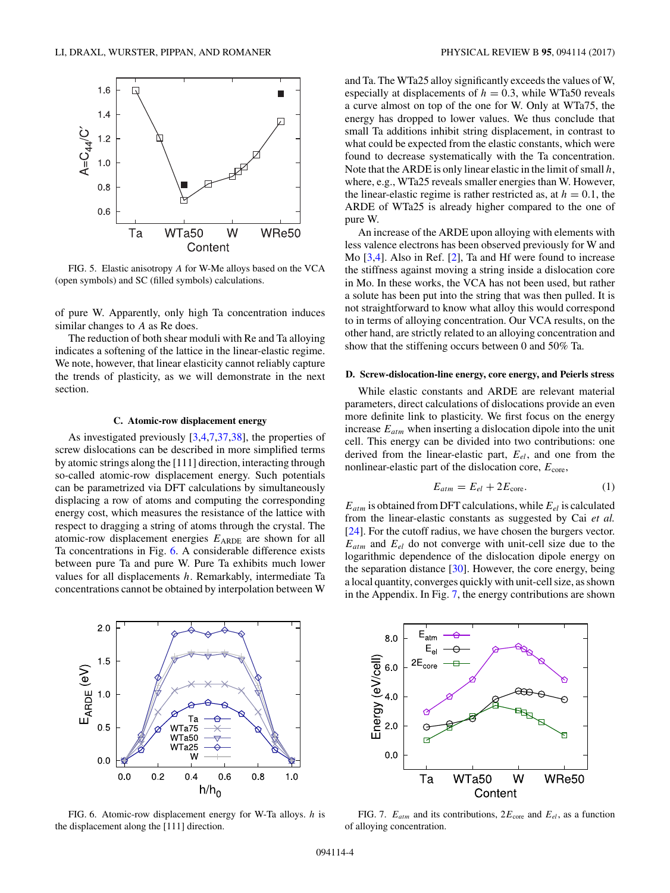FIG. 5. Elastic anisotropy $A$ for W-Me alloys based on the VCA (open symbols) and SC (filled symbols) calculations.

of pure W. Apparently, only high Ta concentration induces similar changes to $A$ as Re does.

The reduction of both shear moduli with Re and Ta alloying indicates a softening of the lattice in the linear-elastic regime. We note, however, that linear elasticity cannot reliably capture the trends of plasticity, as we will demonstrate in the next section.

### C. Atomic-row displacement energy

As investigated previously [3,4,7,37,38], the properties of screw dislocations can be described in more simplified terms by atomic strings along the [111] direction, interacting through so-called atomic-row displacement energy. Such potentials can be parametrized via DFT calculations by simultaneously displacing a row of atoms and computing the corresponding energy cost, which measures the resistance of the lattice with respect to dragging a string of atoms through the crystal. The atomic-row displacement energies $E_{\mathrm{ARDE}}$ are shown for all Ta concentrations in Fig. 6. A considerable difference exists between pure Ta and pure W. Pure Ta exhibits much lower values for all displacements $h$. Remarkably, intermediate Ta concentrations cannot be obtained by interpolation between W and Ta. The WTa25 alloy significantly exceeds the values of W, especially at displacements of $h = 0.3$, while WTa50 reveals a curve almost on top of the one for W. Only at WTa75, the energy has dropped to lower values. We thus conclude that small Ta additions inhibit string displacement, in contrast to what could be expected from the elastic constants, which were found to decrease systematically with the Ta concentration. Note that the ARDE is only linear elastic in the limit of small $h$, where, e.g., WTa25 reveals smaller energies than W. However, the linear-elastic regime is rather restricted as, at $h = 0.1$, the ARDE of WTa25 is already higher compared to the one of pure W.

An increase of the ARDE upon alloying with elements with less valence electrons has been observed previously for W and Mo [3,4]. Also in Ref. [2], Ta and Hf were found to increase the stiffness against moving a string inside a dislocation core in Mo. In these works, the VCA has not been used, but rather a solute has been put into the string that was then pulled. It is not straightforward to know what alloy this would correspond to in terms of alloying concentration. Our VCA results, on the other hand, are strictly related to an alloying concentration and show that the stiffening occurs between 0 and 50% Ta.

### D. Screw-dislocation-line energy, core energy, and Peierls stress

While elastic constants and ARDE are relevant material parameters, direct calculations of dislocations provide an even more definite link to plasticity. We first focus on the energy increase $E_{atm}$ when inserting a dislocation dipole into the unit cell. This energy can be divided into two contributions: one derived from the linear-elastic part, $E_{el}$, and one from the nonlinear-elastic part of the dislocation core, $E_{\mathrm{core}}$,

$$E_{atm} = E_{el} + 2E_{\mathrm{core}}. \tag{1}$$

$E_{atm}$ is obtained from DFT calculations, while $E_{el}$ is calculated from the linear-elastic constants as suggested by Cai *et al.* [24]. For the cutoff radius, we have chosen the burgers vector. $E_{atm}$ and $E_{el}$ do not converge with unit-cell size due to the logarithmic dependence of the dislocation dipole energy on the separation distance [30]. However, the core energy, being a local quantity, converges quickly with unit-cell size, as shown in the Appendix. In Fig. 7, the energy contributions are shown

FIG. 6. Atomic-row displacement energy for W-Ta alloys. $h$ is the displacement along the [111] direction.

FIG. 7. $E_{atm}$ and its contributions, $2E_{\mathrm{core}}$ and $E_{el}$, as a function of alloying concentration.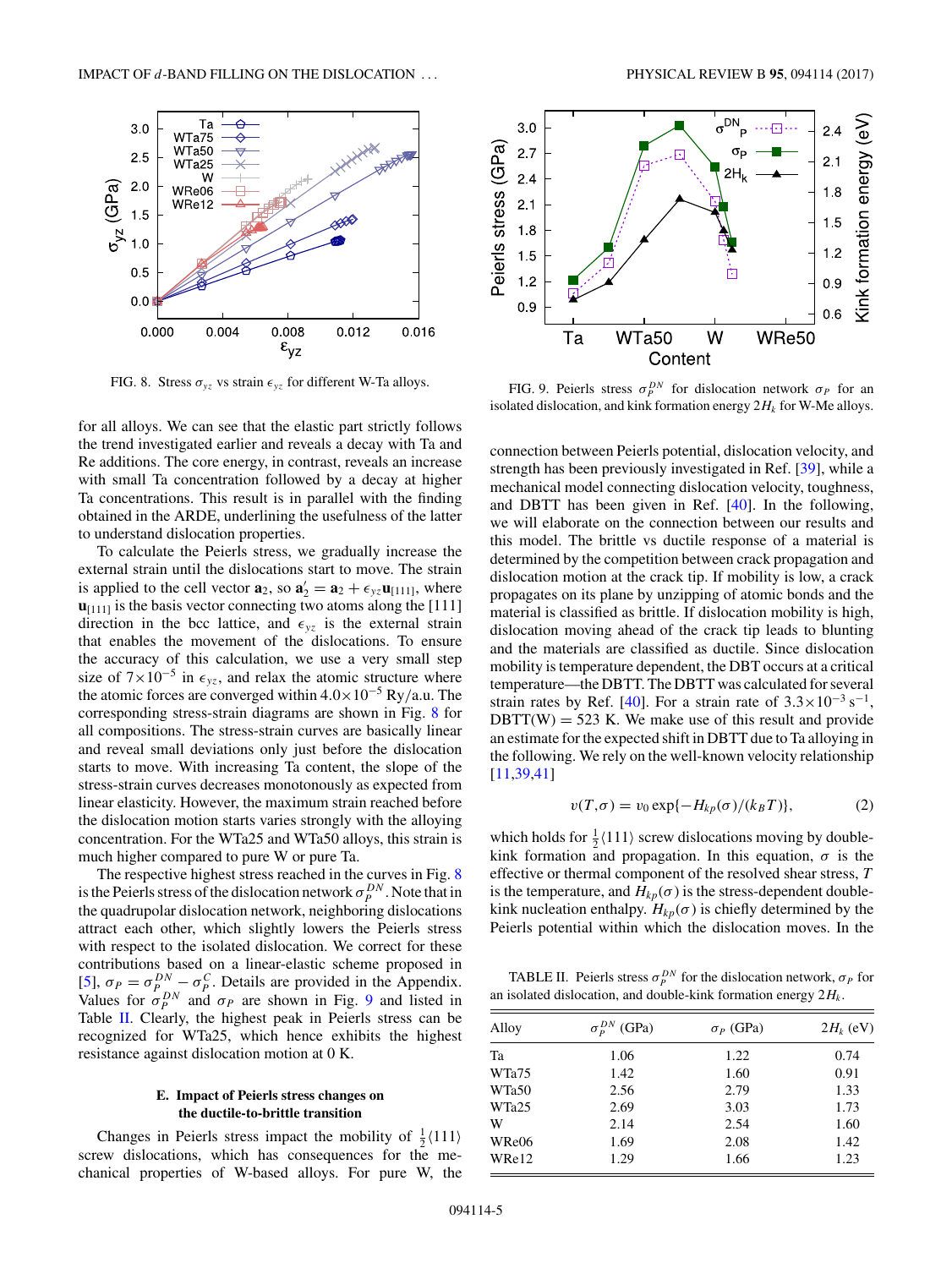FIG. 8. Stress $\sigma_{yz}$ vs strain $\epsilon_{yz}$ for different W-Ta alloys.

FIG. 9. Peierls stress $\sigma_P^{DN}$ for dislocation network $\sigma_P$ for an isolated dislocation, and kink formation energy $2H_k$ for W-Me alloys.

for all alloys. We can see that the elastic part strictly follows the trend investigated earlier and reveals a decay with Ta and Re additions. The core energy, in contrast, reveals an increase with small Ta concentration followed by a decay at higher Ta concentrations. This result is in parallel with the finding obtained in the ARDE, underlining the usefulness of the latter to understand dislocation properties.

To calculate the Peierls stress, we gradually increase the external strain until the dislocations start to move. The strain is applied to the cell vector $\mathbf{a}_2$, so $\mathbf{a}_2' = \mathbf{a}_2 + \epsilon_{yz}\mathbf{u}_{[111]}$, where $\mathbf{u}_{[111]}$ is the basis vector connecting two atoms along the [111] direction in the bcc lattice, and $\epsilon_{yz}$ is the external strain that enables the movement of the dislocations. To ensure the accuracy of this calculation, we use a very small step size of $7\times10^{-5}$ in $\epsilon_{yz}$, and relax the atomic structure where the atomic forces are converged within $4.0\times10^{-5}$ Ry/a.u. The corresponding stress-strain diagrams are shown in Fig. 8 for all compositions. The stress-strain curves are basically linear and reveal small deviations only just before the dislocation starts to move. With increasing Ta content, the slope of the stress-strain curves decreases monotonously as expected from linear elasticity. However, the maximum strain reached before the dislocation motion starts varies strongly with the alloying concentration. For the WTa25 and WTa50 alloys, this strain is much higher compared to pure W or pure Ta.

The respective highest stress reached in the curves in Fig. 8 is the Peierls stress of the dislocation network $\sigma_P^{DN}$. Note that in the quadrupolar dislocation network, neighboring dislocations attract each other, which slightly lowers the Peierls stress with respect to the isolated dislocation. We correct for these contributions based on a linear-elastic scheme proposed in [5], $\sigma_P = \sigma_P^{DN} - \sigma_P^{C}$. Details are provided in the Appendix. Values for $\sigma_P^{DN}$ and $\sigma_P$ are shown in Fig. 9 and listed in Table II. Clearly, the highest peak in Peierls stress can be recognized for WTa25, which hence exhibits the highest resistance against dislocation motion at 0 K.

### E. Impact of Peierls stress changes on the ductile-to-brittle transition

Changes in Peierls stress impact the mobility of $\frac{1}{2}\langle111\rangle$ screw dislocations, which has consequences for the mechanical properties of W-based alloys. For pure W, the connection between Peierls potential, dislocation velocity, and strength has been previously investigated in Ref. [39], while a mechanical model connecting dislocation velocity, toughness, and DBTT has been given in Ref. [40]. In the following, we will elaborate on the connection between our results and this model. The brittle vs ductile response of a material is determined by the competition between crack propagation and dislocation motion at the crack tip. If mobility is low, a crack propagates on its plane by unzipping of atomic bonds and the material is classified as brittle. If dislocation mobility is high, dislocation moving ahead of the crack tip leads to blunting and the materials are classified as ductile. Since dislocation mobility is temperature dependent, the DBT occurs at a critical temperature—the DBTT. The DBTT was calculated for several strain rates by Ref. [40]. For a strain rate of $3.3\times10^{-3}$ s$^{-1}$, DBTT(W) = 523 K. We make use of this result and provide an estimate for the expected shift in DBTT due to Ta alloying in the following. We rely on the well-known velocity relationship [11,39,41]

$$v(T,\sigma) = v_0 \exp\{-H_{kp}(\sigma)/(k_B T)\}, \tag{2}$$

which holds for $\frac{1}{2}\langle111\rangle$ screw dislocations moving by double-kink formation and propagation. In this equation, $\sigma$ is the effective or thermal component of the resolved shear stress, $T$ is the temperature, and $H_{kp}(\sigma)$ is the stress-dependent double-kink nucleation enthalpy. $H_{kp}(\sigma)$ is chiefly determined by the Peierls potential within which the dislocation moves. In the

TABLE II. Peierls stress $\sigma_P^{DN}$ for the dislocation network, $\sigma_P$ for an isolated dislocation, and double-kink formation energy $2H_k$.

| Alloy | $\sigma_P^{DN}$ (GPa) | $\sigma_P$ (GPa) | $2H_k$ (eV) |
|---|---|---|---|
| Ta | 1.06 | 1.22 | 0.74 |
| WTa75 | 1.42 | 1.60 | 0.91 |
| WTa50 | 2.56 | 2.79 | 1.33 |
| WTa25 | 2.69 | 3.03 | 1.73 |
| W | 2.14 | 2.54 | 1.60 |
| WRe06 | 1.69 | 2.08 | 1.42 |
| WRe12 | 1.29 | 1.66 | 1.23 |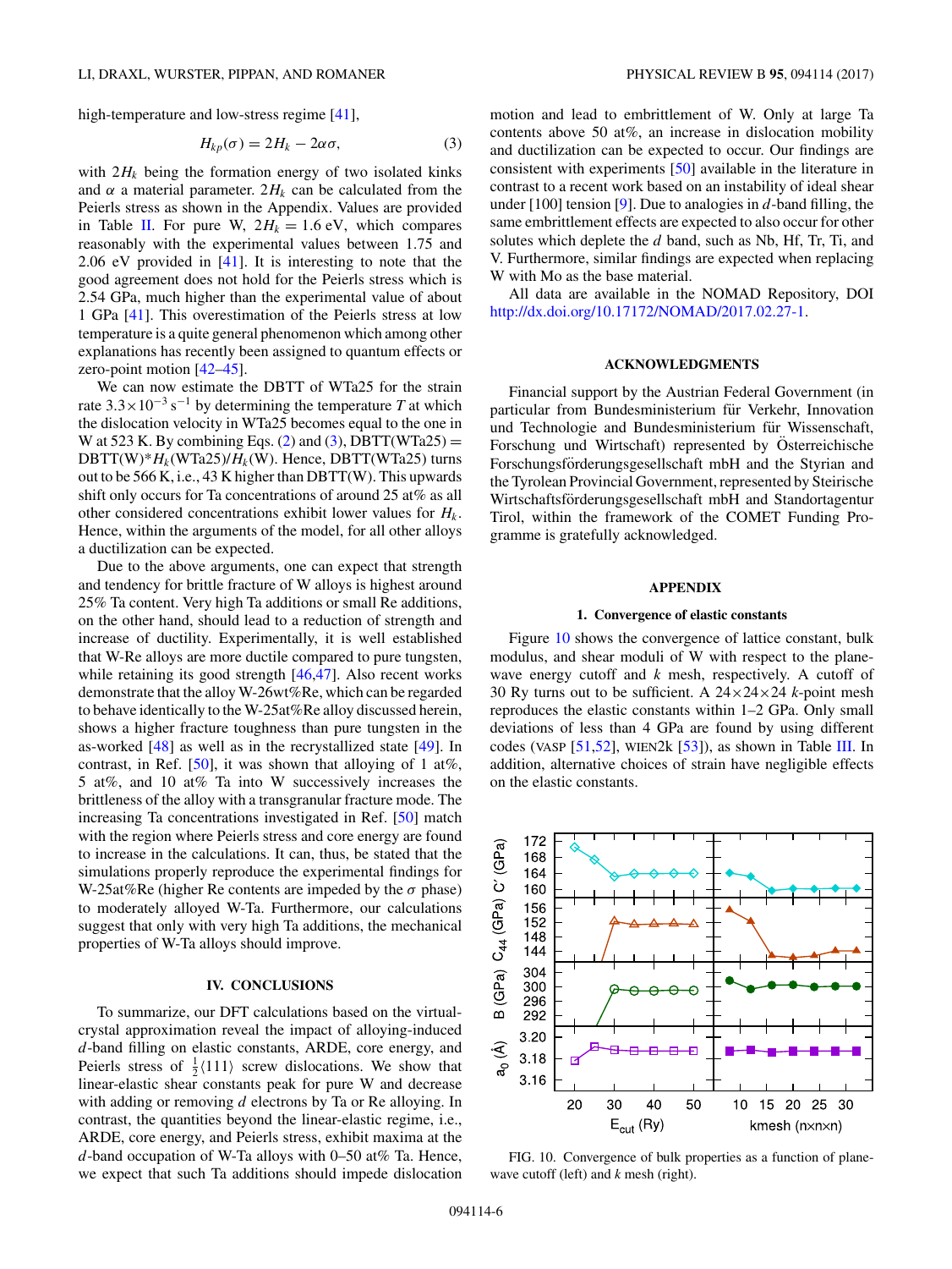high-temperature and low-stress regime [41],

$$H_{kp}(\sigma) = 2H_k - 2\alpha\sigma, \tag{3}$$

with $2H_k$ being the formation energy of two isolated kinks and $\alpha$ a material parameter. $2H_k$ can be calculated from the Peierls stress as shown in the Appendix. Values are provided in Table II. For pure W, $2H_k = 1.6$ eV, which compares reasonably with the experimental values between 1.75 and 2.06 eV provided in [41]. It is interesting to note that the good agreement does not hold for the Peierls stress which is 2.54 GPa, much higher than the experimental value of about 1 GPa [41]. This overestimation of the Peierls stress at low temperature is a quite general phenomenon which among other explanations has recently been assigned to quantum effects or zero-point motion [42–45].

We can now estimate the DBTT of WTa25 for the strain rate $3.3\times10^{-3}$ s$^{-1}$ by determining the temperature $T$ at which the dislocation velocity in WTa25 becomes equal to the one in W at 523 K. By combining Eqs. (2) and (3), DBTT(WTa25) = DBTT(W)*$H_k$(WTa25)/$H_k$(W). Hence, DBTT(WTa25) turns out to be 566 K, i.e., 43 K higher than DBTT(W). This upwards shift only occurs for Ta concentrations of around 25 at% as all other considered concentrations exhibit lower values for $H_k$. Hence, within the arguments of the model, for all other alloys a ductilization can be expected.

Due to the above arguments, one can expect that strength and tendency for brittle fracture of W alloys is highest around 25% Ta content. Very high Ta additions or small Re additions, on the other hand, should lead to a reduction of strength and increase of ductility. Experimentally, it is well established that W-Re alloys are more ductile compared to pure tungsten, while retaining its good strength [46,47]. Also recent works demonstrate that the alloy W-26wt%Re, which can be regarded to behave identically to the W-25at%Re alloy discussed herein, shows a higher fracture toughness than pure tungsten in the as-worked [48] as well as in the recrystallized state [49]. In contrast, in Ref. [50], it was shown that alloying of 1 at%, 5 at%, and 10 at% Ta into W successively increases the brittleness of the alloy with a transgranular fracture mode. The increasing Ta concentrations investigated in Ref. [50] match with the region where Peierls stress and core energy are found to increase in the calculations. It can, thus, be stated that the simulations properly reproduce the experimental findings for W-25at%Re (higher Re contents are impeded by the $\sigma$ phase) to moderately alloyed W-Ta. Furthermore, our calculations suggest that only with very high Ta additions, the mechanical properties of W-Ta alloys should improve.

## IV. CONCLUSIONS

To summarize, our DFT calculations based on the virtual-crystal approximation reveal the impact of alloying-induced $d$-band filling on elastic constants, ARDE, core energy, and Peierls stress of $\frac{1}{2}\langle 111\rangle$ screw dislocations. We show that linear-elastic shear constants peak for pure W and decrease with adding or removing $d$ electrons by Ta or Re alloying. In contrast, the quantities beyond the linear-elastic regime, i.e., ARDE, core energy, and Peierls stress, exhibit maxima at the $d$-band occupation of W-Ta alloys with 0–50 at% Ta. Hence, we expect that such Ta additions should impede dislocation motion and lead to embrittlement of W. Only at large Ta contents above 50 at%, an increase in dislocation mobility and ductilization can be expected to occur. Our findings are consistent with experiments [50] available in the literature in contrast to a recent work based on an instability of ideal shear under [100] tension [9]. Due to analogies in $d$-band filling, the same embrittlement effects are expected to also occur for other solutes which deplete the $d$ band, such as Nb, Hf, Tr, Ti, and V. Furthermore, similar findings are expected when replacing W with Mo as the base material.

All data are available in the NOMAD Repository, DOI http://dx.doi.org/10.17172/NOMAD/2017.02.27-1.

## ACKNOWLEDGMENTS

Financial support by the Austrian Federal Government (in particular from Bundesministerium für Verkehr, Innovation und Technologie and Bundesministerium für Wissenschaft, Forschung und Wirtschaft) represented by Österreichische Forschungsförderungsgesellschaft mbH and the Styrian and the Tyrolean Provincial Government, represented by Steirische Wirtschaftsförderungsgesellschaft mbH and Standortagentur Tirol, within the framework of the COMET Funding Programme is gratefully acknowledged.

## APPENDIX

### 1. Convergence of elastic constants

Figure 10 shows the convergence of lattice constant, bulk modulus, and shear moduli of W with respect to the plane-wave energy cutoff and $k$ mesh, respectively. A cutoff of 30 Ry turns out to be sufficient. A $24\times24\times24$ $k$-point mesh reproduces the elastic constants within 1–2 GPa. Only small deviations of less than 4 GPa are found by using different codes (VASP [51,52], WIEN2k [53]), as shown in Table III. In addition, alternative choices of strain have negligible effects on the elastic constants.

FIG. 10. Convergence of bulk properties as a function of plane-wave cutoff (left) and $k$ mesh (right).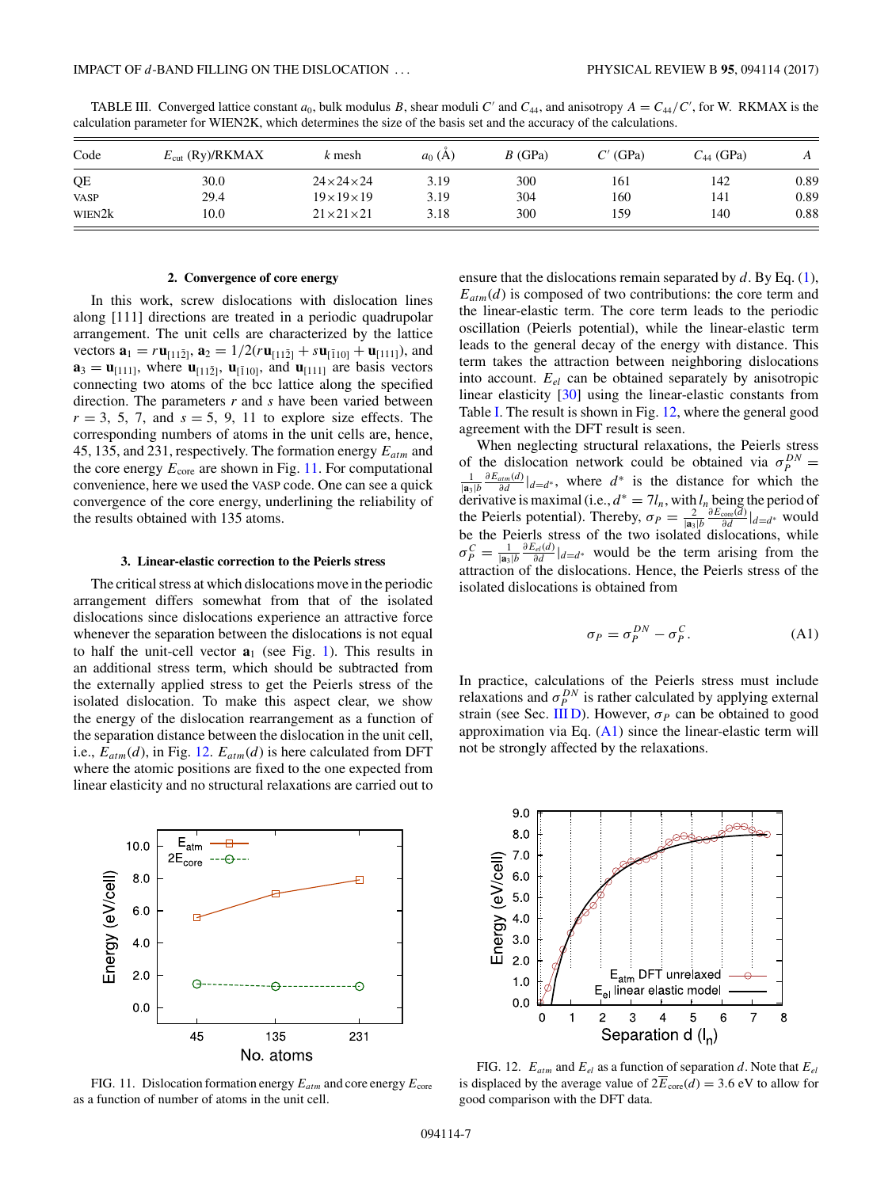TABLE III. Converged lattice constant $a_0$, bulk modulus $B$, shear moduli $C'$ and $C_{44}$, and anisotropy $A = C_{44}/C'$, for W. RKMAX is the calculation parameter for WIEN2K, which determines the size of the basis set and the accuracy of the calculations.

| Code | $E_{\text{cut}}$ (Ry)/RKMAX | $k$ mesh | $a_0$ (Å) | $B$ (GPa) | $C'$ (GPa) | $C_{44}$ (GPa) | $A$ |
|---|---|---|---|---|---|---|---|
| QE | 30.0 | 24×24×24 | 3.19 | 300 | 161 | 142 | 0.89 |
| VASP | 29.4 | 19×19×19 | 3.19 | 304 | 160 | 141 | 0.89 |
| WIEN2k | 10.0 | 21×21×21 | 3.18 | 300 | 159 | 140 | 0.88 |

### 2. Convergence of core energy

In this work, screw dislocations with dislocation lines along [111] directions are treated in a periodic quadrupolar arrangement. The unit cells are characterized by the lattice vectors $\mathbf{a}_1 = r\mathbf{u}_{[11\bar{2}]}$, $\mathbf{a}_2 = 1/2(r\mathbf{u}_{[11\bar{2}]} + s\mathbf{u}_{[\bar{1}10]} + \mathbf{u}_{[111]})$, and $\mathbf{a}_3 = \mathbf{u}_{[111]}$, where $\mathbf{u}_{[11\bar{2}]}$, $\mathbf{u}_{[\bar{1}10]}$, and $\mathbf{u}_{[111]}$ are basis vectors connecting two atoms of the bcc lattice along the specified direction. The parameters $r$ and $s$ have been varied between $r = 3$, 5, 7, and $s = 5$, 9, 11 to explore size effects. The corresponding numbers of atoms in the unit cells are, hence, 45, 135, and 231, respectively. The formation energy $E_{atm}$ and the core energy $E_{\text{core}}$ are shown in Fig. 11. For computational convenience, here we used the VASP code. One can see a quick convergence of the core energy, underlining the reliability of the results obtained with 135 atoms.

### 3. Linear-elastic correction to the Peierls stress

The critical stress at which dislocations move in the periodic arrangement differs somewhat from that of the isolated dislocations since dislocations experience an attractive force whenever the separation between the dislocations is not equal to half the unit-cell vector $\mathbf{a}_1$ (see Fig. 1). This results in an additional stress term, which should be subtracted from the externally applied stress to get the Peierls stress of the isolated dislocation. To make this aspect clear, we show the energy of the dislocation rearrangement as a function of the separation distance between the dislocation in the unit cell, i.e., $E_{atm}(d)$, in Fig. 12. $E_{atm}(d)$ is here calculated from DFT where the atomic positions are fixed to the one expected from linear elasticity and no structural relaxations are carried out to ensure that the dislocations remain separated by $d$. By Eq. (1), $E_{atm}(d)$ is composed of two contributions: the core term and the linear-elastic term. The core term leads to the periodic oscillation (Peierls potential), while the linear-elastic term leads to the general decay of the energy with distance. This term takes the attraction between neighboring dislocations into account. $E_{el}$ can be obtained separately by anisotropic linear elasticity [30] using the linear-elastic constants from Table I. The result is shown in Fig. 12, where the general good agreement with the DFT result is seen.

When neglecting structural relaxations, the Peierls stress of the dislocation network could be obtained via $\sigma_P^{DN} = \frac{1}{|\mathbf{a}_3|b}\frac{\partial E_{atm}(d)}{\partial d}|_{d=d^*}$, where $d^*$ is the distance for which the derivative is maximal (i.e., $d^* = 7l_n$, with $l_n$ being the period of the Peierls potential). Thereby, $\sigma_P = \frac{2}{|\mathbf{a}_3|b}\frac{\partial E_{\text{core}}(d)}{\partial d}|_{d=d^*}$ would be the Peierls stress of the two isolated dislocations, while $\sigma_P^C = \frac{1}{|\mathbf{a}_3|b}\frac{\partial E_{el}(d)}{\partial d}|_{d=d^*}$ would be the term arising from the attraction of the dislocations. Hence, the Peierls stress of the isolated dislocations is obtained from

$$\sigma_P = \sigma_P^{DN} - \sigma_P^C. \tag{A1}$$

In practice, calculations of the Peierls stress must include relaxations and $\sigma_P^{DN}$ is rather calculated by applying external strain (see Sec. III D). However, $\sigma_P$ can be obtained to good approximation via Eq. (A1) since the linear-elastic term will not be strongly affected by the relaxations.

FIG. 11. Dislocation formation energy $E_{atm}$ and core energy $E_{\text{core}}$ as a function of number of atoms in the unit cell.

FIG. 12. $E_{atm}$ and $E_{el}$ as a function of separation $d$. Note that $E_{el}$ is displaced by the average value of $2\overline{E}_{\text{core}}(d) = 3.6$ eV to allow for good comparison with the DFT data.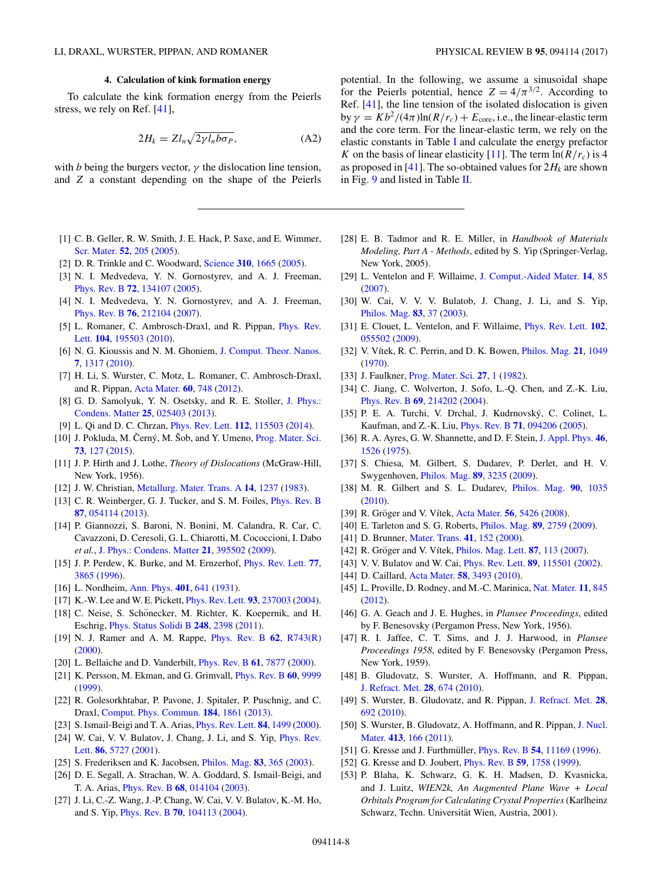#### 4. Calculation of kink formation energy

To calculate the kink formation energy from the Peierls stress, we rely on Ref. [41],

$$2H_k = Zl_n\sqrt{2\gamma l_n b\sigma_P}, \tag{A2}$$

with $b$ being the burgers vector, $\gamma$ the dislocation line tension, and $Z$ a constant depending on the shape of the Peierls potential. In the following, we assume a sinusoidal shape for the Peierls potential, hence $Z = 4/\pi^{3/2}$. According to Ref. [41], the line tension of the isolated dislocation is given by $\gamma = Kb^2/(4\pi)\ln(R/r_c) + E_{\text{core}}$, i.e., the linear-elastic term and the core term. For the linear-elastic term, we rely on the elastic constants in Table I and calculate the energy prefactor $K$ on the basis of linear elasticity [11]. The term $\ln(R/r_c)$ is 4 as proposed in [41]. The so-obtained values for $2H_k$ are shown in Fig. 9 and listed in Table II.

---

[1] C. B. Geller, R. W. Smith, J. E. Hack, P. Saxe, and E. Wimmer, Scr. Mater. **52**, 205 (2005).

[2] D. R. Trinkle and C. Woodward, Science **310**, 1665 (2005).

[3] N. I. Medvedeva, Y. N. Gornostyrev, and A. J. Freeman, Phys. Rev. B **72**, 134107 (2005).

[4] N. I. Medvedeva, Y. N. Gornostyrev, and A. J. Freeman, Phys. Rev. B **76**, 212104 (2007).

[5] L. Romaner, C. Ambrosch-Draxl, and R. Pippan, Phys. Rev. Lett. **104**, 195503 (2010).

[6] N. G. Kioussis and N. M. Ghoniem, J. Comput. Theor. Nanos. **7**, 1317 (2010).

[7] H. Li, S. Wurster, C. Motz, L. Romaner, C. Ambrosch-Draxl, and R. Pippan, Acta Mater. **60**, 748 (2012).

[8] G. D. Samolyuk, Y. N. Osetsky, and R. E. Stoller, J. Phys.: Condens. Matter **25**, 025403 (2013).

[9] L. Qi and D. C. Chrzan, Phys. Rev. Lett. **112**, 115503 (2014).

[10] J. Pokluda, M. Černý, M. Šob, and Y. Umeno, Prog. Mater. Sci. **73**, 127 (2015).

[11] J. P. Hirth and J. Lothe, *Theory of Dislocations* (McGraw-Hill, New York, 1956).

[12] J. W. Christian, Metallurg. Mater. Trans. A **14**, 1237 (1983).

[13] C. R. Weinberger, G. J. Tucker, and S. M. Foiles, Phys. Rev. B **87**, 054114 (2013).

[14] P. Giannozzi, S. Baroni, N. Bonini, M. Calandra, R. Car, C. Cavazzoni, D. Ceresoli, G. L. Chiarotti, M. Cococcioni, I. Dabo *et al.*, J. Phys.: Condens. Matter **21**, 395502 (2009).

[15] J. P. Perdew, K. Burke, and M. Ernzerhof, Phys. Rev. Lett. **77**, 3865 (1996).

[16] L. Nordheim, Ann. Phys. **401**, 641 (1931).

[17] K.-W. Lee and W. E. Pickett, Phys. Rev. Lett. **93**, 237003 (2004).

[18] C. Neise, S. Schönecker, M. Richter, K. Koepernik, and H. Eschrig, Phys. Status Solidi B **248**, 2398 (2011).

[19] N. J. Ramer and A. M. Rappe, Phys. Rev. B **62**, R743(R) (2000).

[20] L. Bellaiche and D. Vanderbilt, Phys. Rev. B **61**, 7877 (2000).

[21] K. Persson, M. Ekman, and G. Grimvall, Phys. Rev. B **60**, 9999 (1999).

[22] R. Golesorkhtabar, P. Pavone, J. Spitaler, P. Puschnig, and C. Draxl, Comput. Phys. Commun. **184**, 1861 (2013).

[23] S. Ismail-Beigi and T. A. Arias, Phys. Rev. Lett. **84**, 1499 (2000).

[24] W. Cai, V. V. Bulatov, J. Chang, J. Li, and S. Yip, Phys. Rev. Lett. **86**, 5727 (2001).

[25] S. Frederiksen and K. Jacobsen, Philos. Mag. **83**, 365 (2003).

[26] D. E. Segall, A. Strachan, W. A. Goddard, S. Ismail-Beigi, and T. A. Arias, Phys. Rev. B **68**, 014104 (2003).

[27] J. Li, C.-Z. Wang, J.-P. Chang, W. Cai, V. V. Bulatov, K.-M. Ho, and S. Yip, Phys. Rev. B **70**, 104113 (2004).

[28] E. B. Tadmor and R. E. Miller, in *Handbook of Materials Modeling, Part A - Methods*, edited by S. Yip (Springer-Verlag, New York, 2005).

[29] L. Ventelon and F. Willaime, J. Comput.-Aided Mater. **14**, 85 (2007).

[30] W. Cai, V. V. V. Bulatob, J. Chang, J. Li, and S. Yip, Philos. Mag. **83**, 37 (2003).

[31] E. Clouet, L. Ventelon, and F. Willaime, Phys. Rev. Lett. **102**, 055502 (2009).

[32] V. Vítek, R. C. Perrin, and D. K. Bowen, Philos. Mag. **21**, 1049 (1970).

[33] J. Faulkner, Prog. Mater. Sci. **27**, 1 (1982).

[34] C. Jiang, C. Wolverton, J. Sofo, L.-Q. Chen, and Z.-K. Liu, Phys. Rev. B **69**, 214202 (2004).

[35] P. E. A. Turchi, V. Drchal, J. Kudrnovský, C. Colinet, L. Kaufman, and Z.-K. Liu, Phys. Rev. B **71**, 094206 (2005).

[36] R. A. Ayres, G. W. Shannette, and D. F. Stein, J. Appl. Phys. **46**, 1526 (1975).

[37] S. Chiesa, M. Gilbert, S. Dudarev, P. Derlet, and H. V. Swygenhoven, Philos. Mag. **89**, 3235 (2009).

[38] M. R. Gilbert and S. L. Dudarev, Philos. Mag. **90**, 1035 (2010).

[39] R. Gröger and V. Vítek, Acta Mater. **56**, 5426 (2008).

[40] E. Tarleton and S. G. Roberts, Philos. Mag. **89**, 2759 (2009).

[41] D. Brunner, Mater. Trans. **41**, 152 (2000).

[42] R. Gröger and V. Vítek, Philos. Mag. Lett. **87**, 113 (2007).

[43] V. V. Bulatov and W. Cai, Phys. Rev. Lett. **89**, 115501 (2002).

[44] D. Caillard, Acta Mater. **58**, 3493 (2010).

[45] L. Proville, D. Rodney, and M.-C. Marinica, Nat. Mater. **11**, 845 (2012).

[46] G. A. Geach and J. E. Hughes, in *Plansee Proceedings*, edited by F. Benesovsky (Pergamon Press, New York, 1956).

[47] R. I. Jaffee, C. T. Sims, and J. J. Harwood, in *Plansee Proceedings 1958*, edited by F. Benesovsky (Pergamon Press, New York, 1959).

[48] B. Gludovatz, S. Wurster, A. Hoffmann, and R. Pippan, J. Refract. Met. **28**, 674 (2010).

[49] S. Wurster, B. Gludovatz, and R. Pippan, J. Refract. Met. **28**, 692 (2010).

[50] S. Wurster, B. Gludovatz, A. Hoffmann, and R. Pippan, J. Nucl. Mater. **413**, 166 (2011).

[51] G. Kresse and J. Furthmüller, Phys. Rev. B **54**, 11169 (1996).

[52] G. Kresse and D. Joubert, Phys. Rev. B **59**, 1758 (1999).

[53] P. Blaha, K. Schwarz, G. K. H. Madsen, D. Kvasnicka, and J. Luitz, *WIEN2k, An Augmented Plane Wave + Local Orbitals Program for Calculating Crystal Properties* (Karlheinz Schwarz, Techn. Universität Wien, Austria, 2001).